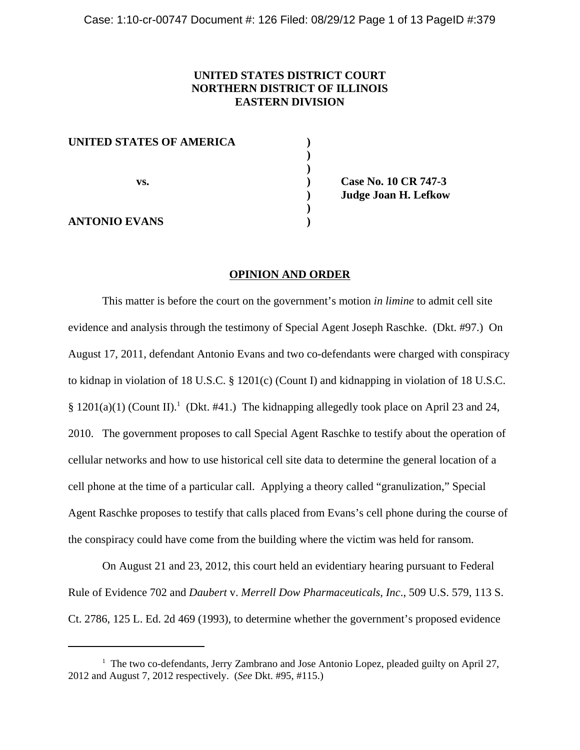**UNITED STATES DISTRICT COURT**
**NORTHERN DISTRICT OF ILLINOIS**
**EASTERN DIVISION**

| | | |
|---|---|---|
| **UNITED STATES OF AMERICA** | ) | |
| | ) | |
| | ) | |
| **vs.** | ) | **Case No. 10 CR 747-3** |
| | ) | **Judge Joan H. Lefkow** |
| | ) | |
| **ANTONIO EVANS** | ) | |

**OPINION AND ORDER**

This matter is before the court on the government's motion *in limine* to admit cell site evidence and analysis through the testimony of Special Agent Joseph Raschke. (Dkt. #97.) On August 17, 2011, defendant Antonio Evans and two co-defendants were charged with conspiracy to kidnap in violation of 18 U.S.C. § 1201(c) (Count I) and kidnapping in violation of 18 U.S.C. § 1201(a)(1) (Count II).[1] (Dkt. #41.) The kidnapping allegedly took place on April 23 and 24, 2010. The government proposes to call Special Agent Raschke to testify about the operation of cellular networks and how to use historical cell site data to determine the general location of a cell phone at the time of a particular call. Applying a theory called "granulization," Special Agent Raschke proposes to testify that calls placed from Evans's cell phone during the course of the conspiracy could have come from the building where the victim was held for ransom.

On August 21 and 23, 2012, this court held an evidentiary hearing pursuant to Federal Rule of Evidence 702 and *Daubert* v. *Merrell Dow Pharmaceuticals, Inc*., 509 U.S. 579, 113 S. Ct. 2786, 125 L. Ed. 2d 469 (1993), to determine whether the government's proposed evidence

---

[1] The two co-defendants, Jerry Zambrano and Jose Antonio Lopez, pleaded guilty on April 27, 2012 and August 7, 2012 respectively. (*See* Dkt. #95, #115.)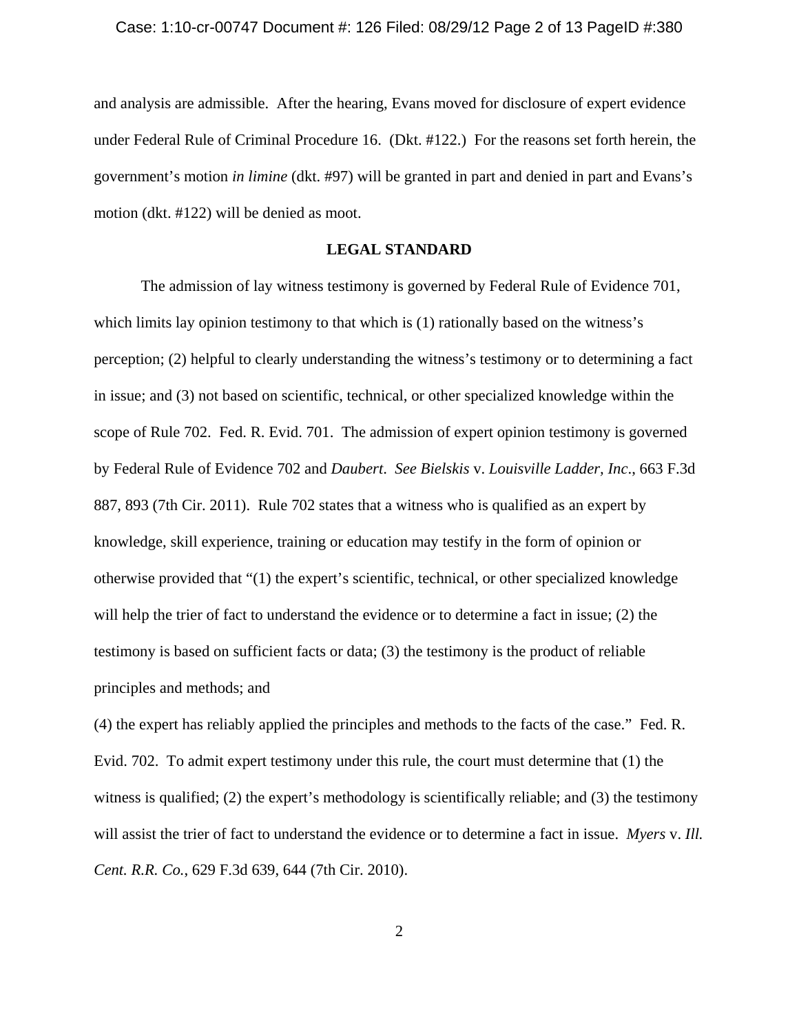and analysis are admissible. After the hearing, Evans moved for disclosure of expert evidence under Federal Rule of Criminal Procedure 16. (Dkt. #122.) For the reasons set forth herein, the government's motion *in limine* (dkt. #97) will be granted in part and denied in part and Evans's motion (dkt. #122) will be denied as moot.

## LEGAL STANDARD

The admission of lay witness testimony is governed by Federal Rule of Evidence 701, which limits lay opinion testimony to that which is (1) rationally based on the witness's perception; (2) helpful to clearly understanding the witness's testimony or to determining a fact in issue; and (3) not based on scientific, technical, or other specialized knowledge within the scope of Rule 702. Fed. R. Evid. 701. The admission of expert opinion testimony is governed by Federal Rule of Evidence 702 and *Daubert*. *See Bielskis* v. *Louisville Ladder, Inc.*, 663 F.3d 887, 893 (7th Cir. 2011). Rule 702 states that a witness who is qualified as an expert by knowledge, skill experience, training or education may testify in the form of opinion or otherwise provided that "(1) the expert's scientific, technical, or other specialized knowledge will help the trier of fact to understand the evidence or to determine a fact in issue; (2) the testimony is based on sufficient facts or data; (3) the testimony is the product of reliable principles and methods; and

(4) the expert has reliably applied the principles and methods to the facts of the case." Fed. R. Evid. 702. To admit expert testimony under this rule, the court must determine that (1) the witness is qualified; (2) the expert's methodology is scientifically reliable; and (3) the testimony will assist the trier of fact to understand the evidence or to determine a fact in issue. *Myers* v. *Ill. Cent. R.R. Co.*, 629 F.3d 639, 644 (7th Cir. 2010).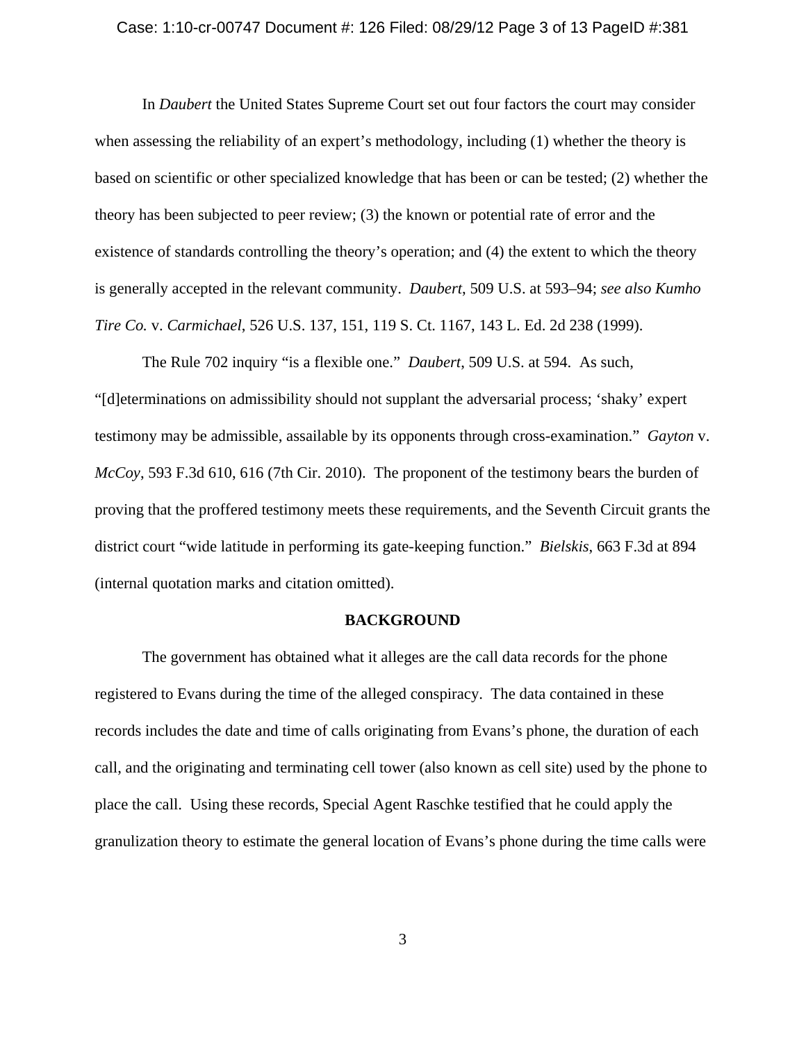In *Daubert* the United States Supreme Court set out four factors the court may consider when assessing the reliability of an expert's methodology, including (1) whether the theory is based on scientific or other specialized knowledge that has been or can be tested; (2) whether the theory has been subjected to peer review; (3) the known or potential rate of error and the existence of standards controlling the theory's operation; and (4) the extent to which the theory is generally accepted in the relevant community. *Daubert*, 509 U.S. at 593–94; *see also Kumho Tire Co.* v. *Carmichael*, 526 U.S. 137, 151, 119 S. Ct. 1167, 143 L. Ed. 2d 238 (1999).

The Rule 702 inquiry "is a flexible one." *Daubert*, 509 U.S. at 594. As such, "[d]eterminations on admissibility should not supplant the adversarial process; 'shaky' expert testimony may be admissible, assailable by its opponents through cross-examination." *Gayton* v. *McCoy*, 593 F.3d 610, 616 (7th Cir. 2010). The proponent of the testimony bears the burden of proving that the proffered testimony meets these requirements, and the Seventh Circuit grants the district court "wide latitude in performing its gate-keeping function." *Bielskis*, 663 F.3d at 894 (internal quotation marks and citation omitted).

## BACKGROUND

The government has obtained what it alleges are the call data records for the phone registered to Evans during the time of the alleged conspiracy. The data contained in these records includes the date and time of calls originating from Evans's phone, the duration of each call, and the originating and terminating cell tower (also known as cell site) used by the phone to place the call. Using these records, Special Agent Raschke testified that he could apply the granulization theory to estimate the general location of Evans's phone during the time calls were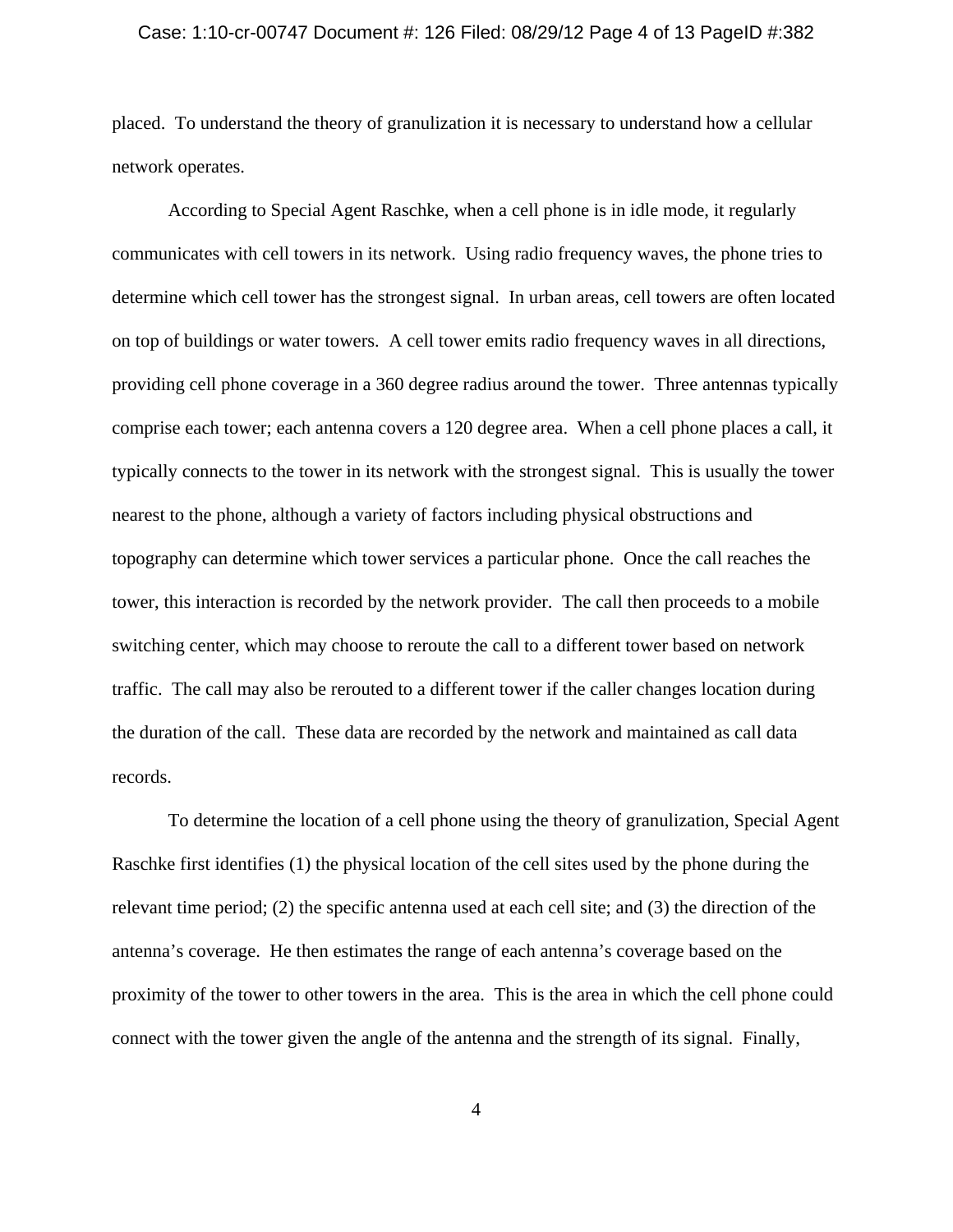placed. To understand the theory of granulization it is necessary to understand how a cellular network operates.

According to Special Agent Raschke, when a cell phone is in idle mode, it regularly communicates with cell towers in its network. Using radio frequency waves, the phone tries to determine which cell tower has the strongest signal. In urban areas, cell towers are often located on top of buildings or water towers. A cell tower emits radio frequency waves in all directions, providing cell phone coverage in a 360 degree radius around the tower. Three antennas typically comprise each tower; each antenna covers a 120 degree area. When a cell phone places a call, it typically connects to the tower in its network with the strongest signal. This is usually the tower nearest to the phone, although a variety of factors including physical obstructions and topography can determine which tower services a particular phone. Once the call reaches the tower, this interaction is recorded by the network provider. The call then proceeds to a mobile switching center, which may choose to reroute the call to a different tower based on network traffic. The call may also be rerouted to a different tower if the caller changes location during the duration of the call. These data are recorded by the network and maintained as call data records.

To determine the location of a cell phone using the theory of granulization, Special Agent Raschke first identifies (1) the physical location of the cell sites used by the phone during the relevant time period; (2) the specific antenna used at each cell site; and (3) the direction of the antenna's coverage. He then estimates the range of each antenna's coverage based on the proximity of the tower to other towers in the area. This is the area in which the cell phone could connect with the tower given the angle of the antenna and the strength of its signal. Finally,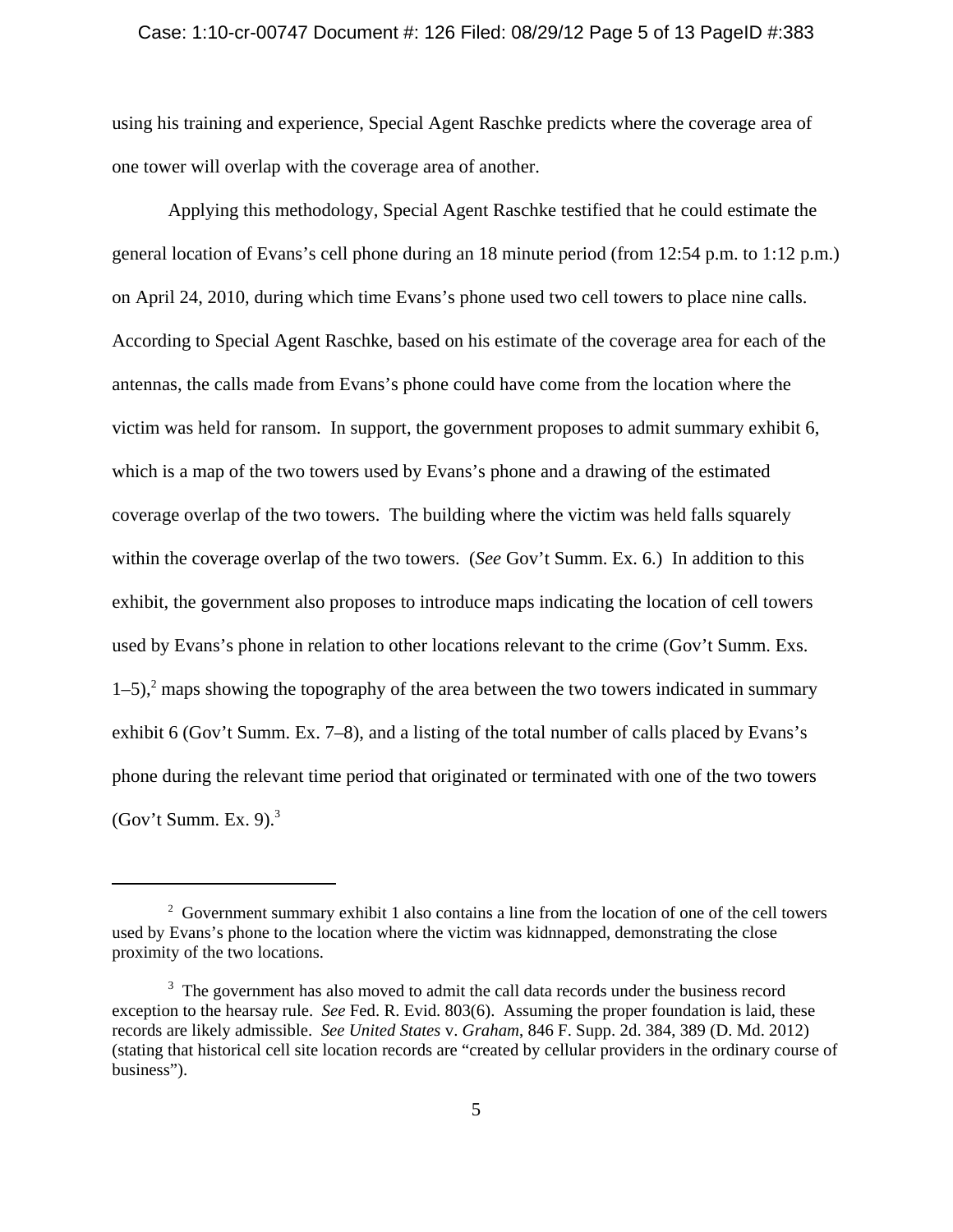using his training and experience, Special Agent Raschke predicts where the coverage area of one tower will overlap with the coverage area of another.

Applying this methodology, Special Agent Raschke testified that he could estimate the general location of Evans's cell phone during an 18 minute period (from 12:54 p.m. to 1:12 p.m.) on April 24, 2010, during which time Evans's phone used two cell towers to place nine calls. According to Special Agent Raschke, based on his estimate of the coverage area for each of the antennas, the calls made from Evans's phone could have come from the location where the victim was held for ransom. In support, the government proposes to admit summary exhibit 6, which is a map of the two towers used by Evans's phone and a drawing of the estimated coverage overlap of the two towers. The building where the victim was held falls squarely within the coverage overlap of the two towers. (*See* Gov't Summ. Ex. 6.) In addition to this exhibit, the government also proposes to introduce maps indicating the location of cell towers used by Evans's phone in relation to other locations relevant to the crime (Gov't Summ. Exs. 1–5),[2] maps showing the topography of the area between the two towers indicated in summary exhibit 6 (Gov't Summ. Ex. 7–8), and a listing of the total number of calls placed by Evans's phone during the relevant time period that originated or terminated with one of the two towers (Gov't Summ. Ex. 9).[3]

---

[2] Government summary exhibit 1 also contains a line from the location of one of the cell towers used by Evans's phone to the location where the victim was kidnapped, demonstrating the close proximity of the two locations.

[3] The government has also moved to admit the call data records under the business record exception to the hearsay rule. *See* Fed. R. Evid. 803(6). Assuming the proper foundation is laid, these records are likely admissible. *See United States* v. *Graham*, 846 F. Supp. 2d. 384, 389 (D. Md. 2012) (stating that historical cell site location records are "created by cellular providers in the ordinary course of business").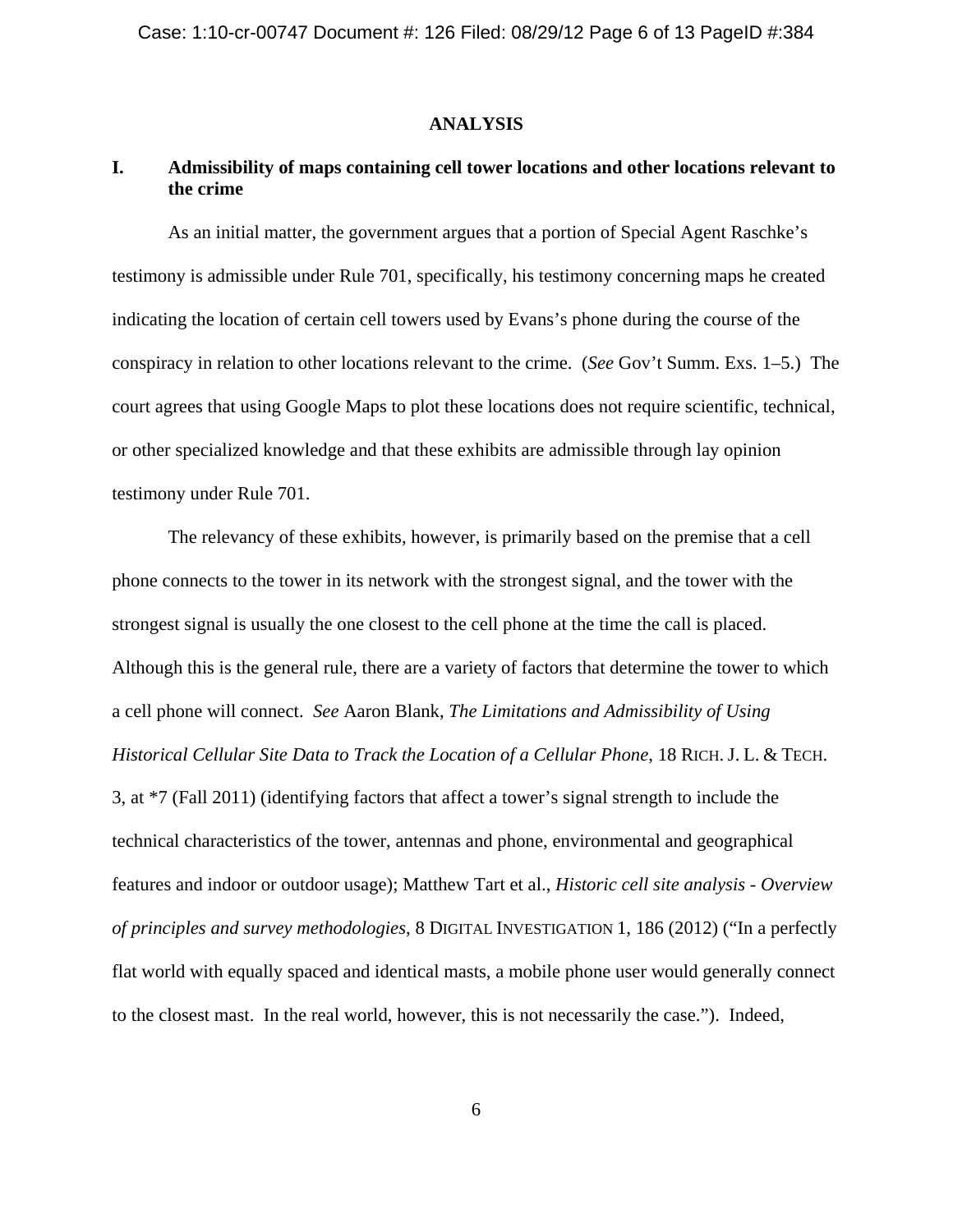## ANALYSIS

### I. Admissibility of maps containing cell tower locations and other locations relevant to the crime

As an initial matter, the government argues that a portion of Special Agent Raschke's testimony is admissible under Rule 701, specifically, his testimony concerning maps he created indicating the location of certain cell towers used by Evans's phone during the course of the conspiracy in relation to other locations relevant to the crime. (*See* Gov't Summ. Exs. 1–5.) The court agrees that using Google Maps to plot these locations does not require scientific, technical, or other specialized knowledge and that these exhibits are admissible through lay opinion testimony under Rule 701.

The relevancy of these exhibits, however, is primarily based on the premise that a cell phone connects to the tower in its network with the strongest signal, and the tower with the strongest signal is usually the one closest to the cell phone at the time the call is placed. Although this is the general rule, there are a variety of factors that determine the tower to which a cell phone will connect. *See* Aaron Blank, *The Limitations and Admissibility of Using Historical Cellular Site Data to Track the Location of a Cellular Phone*, 18 RICH. J. L. & TECH. 3, at *7 (Fall 2011) (identifying factors that affect a tower's signal strength to include the technical characteristics of the tower, antennas and phone, environmental and geographical features and indoor or outdoor usage); Matthew Tart et al., *Historic cell site analysis - Overview of principles and survey methodologies*, 8 DIGITAL INVESTIGATION 1, 186 (2012) ("In a perfectly flat world with equally spaced and identical masts, a mobile phone user would generally connect to the closest mast. In the real world, however, this is not necessarily the case."). Indeed,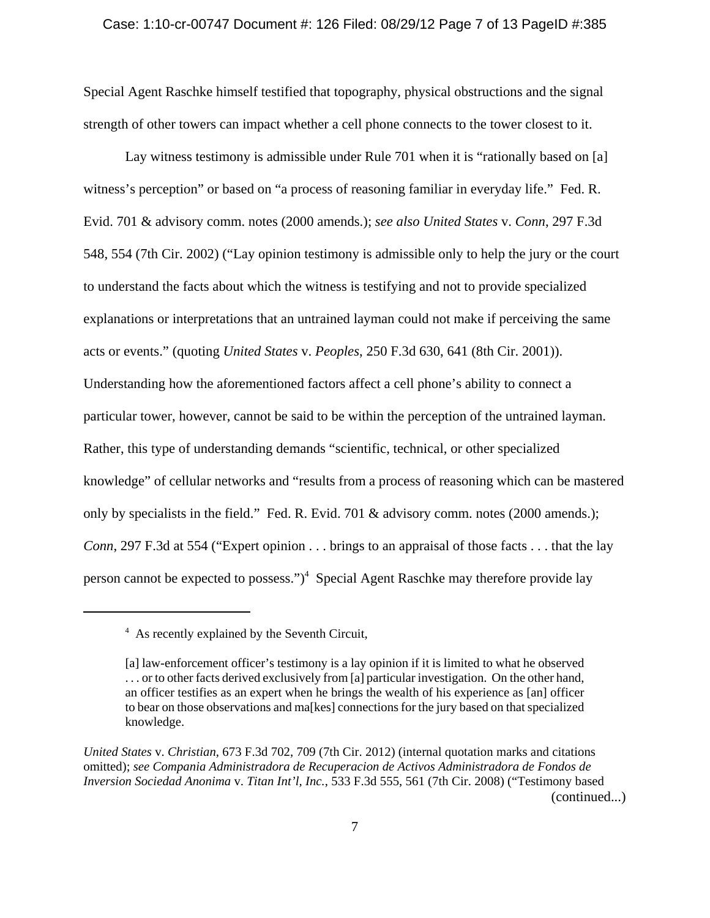Special Agent Raschke himself testified that topography, physical obstructions and the signal strength of other towers can impact whether a cell phone connects to the tower closest to it.

Lay witness testimony is admissible under Rule 701 when it is "rationally based on [a] witness's perception" or based on "a process of reasoning familiar in everyday life." Fed. R. Evid. 701 & advisory comm. notes (2000 amends.); *see also United States* v. *Conn*, 297 F.3d 548, 554 (7th Cir. 2002) ("Lay opinion testimony is admissible only to help the jury or the court to understand the facts about which the witness is testifying and not to provide specialized explanations or interpretations that an untrained layman could not make if perceiving the same acts or events." (quoting *United States* v. *Peoples*, 250 F.3d 630, 641 (8th Cir. 2001)). Understanding how the aforementioned factors affect a cell phone's ability to connect a particular tower, however, cannot be said to be within the perception of the untrained layman. Rather, this type of understanding demands "scientific, technical, or other specialized knowledge" of cellular networks and "results from a process of reasoning which can be mastered only by specialists in the field." Fed. R. Evid. 701 & advisory comm. notes (2000 amends.); *Conn*, 297 F.3d at 554 ("Expert opinion . . . brings to an appraisal of those facts . . . that the lay person cannot be expected to possess.")[4] Special Agent Raschke may therefore provide lay

---

[4] As recently explained by the Seventh Circuit,

> [a] law-enforcement officer's testimony is a lay opinion if it is limited to what he observed . . . or to other facts derived exclusively from [a] particular investigation. On the other hand, an officer testifies as an expert when he brings the wealth of his experience as [an] officer to bear on those observations and ma[kes] connections for the jury based on that specialized knowledge.

*United States* v. *Christian*, 673 F.3d 702, 709 (7th Cir. 2012) (internal quotation marks and citations omitted); *see Compania Administradora de Recuperacion de Activos Administradora de Fondos de Inversion Sociedad Anonima* v. *Titan Int'l, Inc.*, 533 F.3d 555, 561 (7th Cir. 2008) ("Testimony based (continued...)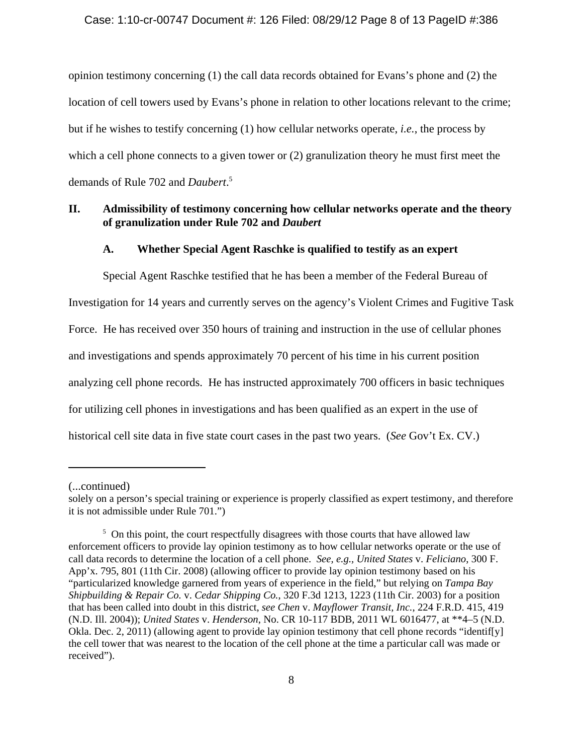opinion testimony concerning (1) the call data records obtained for Evans's phone and (2) the location of cell towers used by Evans's phone in relation to other locations relevant to the crime; but if he wishes to testify concerning (1) how cellular networks operate, *i.e.*, the process by which a cell phone connects to a given tower or (2) granulization theory he must first meet the demands of Rule 702 and *Daubert*.[5]

## II. Admissibility of testimony concerning how cellular networks operate and the theory of granulization under Rule 702 and *Daubert*

### A. Whether Special Agent Raschke is qualified to testify as an expert

Special Agent Raschke testified that he has been a member of the Federal Bureau of Investigation for 14 years and currently serves on the agency's Violent Crimes and Fugitive Task Force. He has received over 350 hours of training and instruction in the use of cellular phones and investigations and spends approximately 70 percent of his time in his current position analyzing cell phone records. He has instructed approximately 700 officers in basic techniques for utilizing cell phones in investigations and has been qualified as an expert in the use of historical cell site data in five state court cases in the past two years. (*See* Gov't Ex. CV.)

---

(...continued)

solely on a person's special training or experience is properly classified as expert testimony, and therefore it is not admissible under Rule 701.")

[5] On this point, the court respectfully disagrees with those courts that have allowed law enforcement officers to provide lay opinion testimony as to how cellular networks operate or the use of call data records to determine the location of a cell phone. *See, e.g.*, *United States* v. *Feliciano*, 300 F. App'x. 795, 801 (11th Cir. 2008) (allowing officer to provide lay opinion testimony based on his "particularized knowledge garnered from years of experience in the field," but relying on *Tampa Bay Shipbuilding & Repair Co.* v. *Cedar Shipping Co.*, 320 F.3d 1213, 1223 (11th Cir. 2003) for a position that has been called into doubt in this district, *see Chen* v. *Mayflower Transit, Inc.*, 224 F.R.D. 415, 419 (N.D. Ill. 2004)); *United States* v. *Henderson*, No. CR 10-117 BDB, 2011 WL 6016477, at **4–5 (N.D. Okla. Dec. 2, 2011) (allowing agent to provide lay opinion testimony that cell phone records "identif[y] the cell tower that was nearest to the location of the cell phone at the time a particular call was made or received").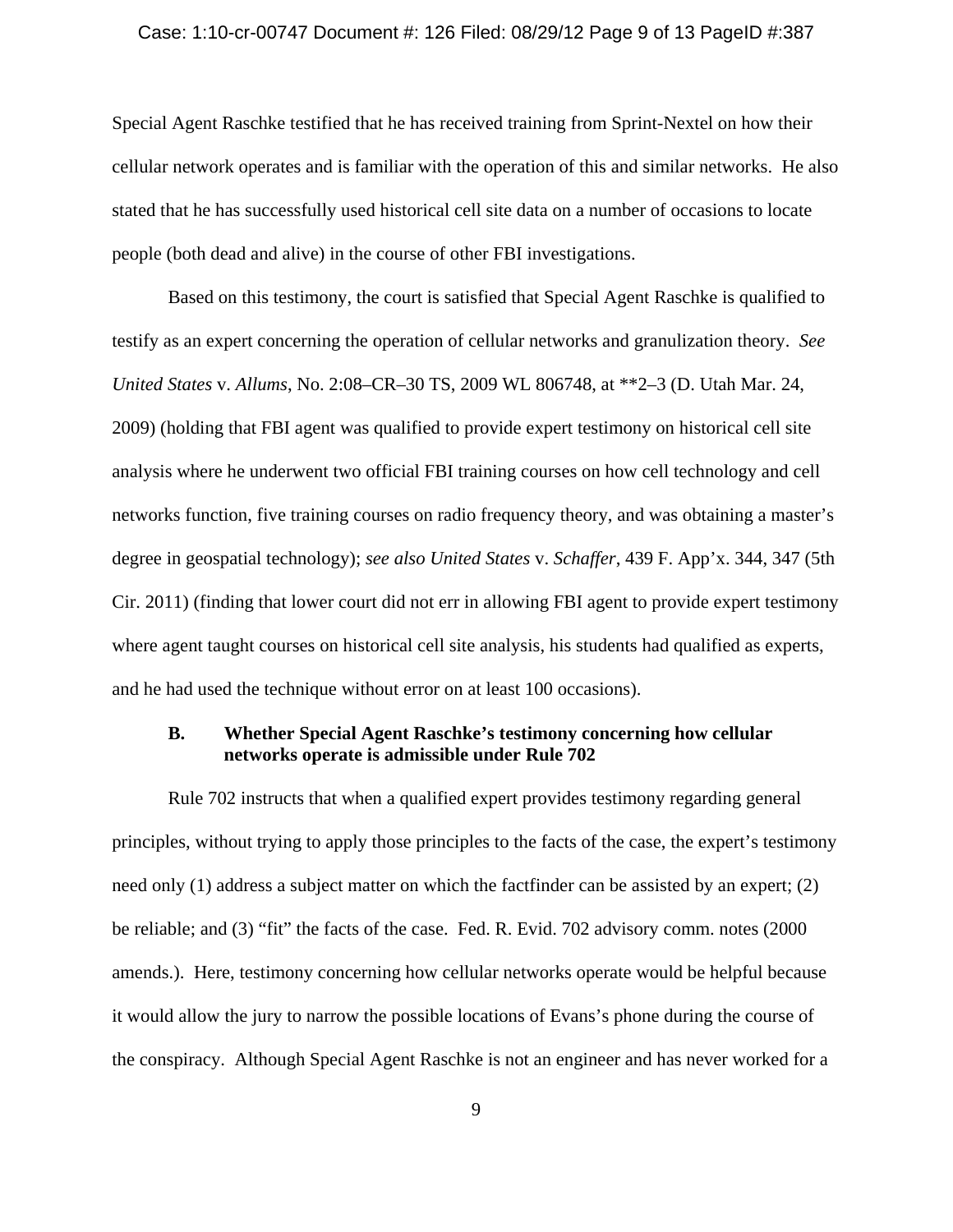Special Agent Raschke testified that he has received training from Sprint-Nextel on how their cellular network operates and is familiar with the operation of this and similar networks. He also stated that he has successfully used historical cell site data on a number of occasions to locate people (both dead and alive) in the course of other FBI investigations.

Based on this testimony, the court is satisfied that Special Agent Raschke is qualified to testify as an expert concerning the operation of cellular networks and granulization theory. *See United States* v. *Allums*, No. 2:08–CR–30 TS, 2009 WL 806748, at **2–3 (D. Utah Mar. 24, 2009) (holding that FBI agent was qualified to provide expert testimony on historical cell site analysis where he underwent two official FBI training courses on how cell technology and cell networks function, five training courses on radio frequency theory, and was obtaining a master's degree in geospatial technology); *see also United States* v. *Schaffer*, 439 F. App'x. 344, 347 (5th Cir. 2011) (finding that lower court did not err in allowing FBI agent to provide expert testimony where agent taught courses on historical cell site analysis, his students had qualified as experts, and he had used the technique without error on at least 100 occasions).

### B. Whether Special Agent Raschke's testimony concerning how cellular networks operate is admissible under Rule 702

Rule 702 instructs that when a qualified expert provides testimony regarding general principles, without trying to apply those principles to the facts of the case, the expert's testimony need only (1) address a subject matter on which the factfinder can be assisted by an expert; (2) be reliable; and (3) "fit" the facts of the case. Fed. R. Evid. 702 advisory comm. notes (2000 amends.). Here, testimony concerning how cellular networks operate would be helpful because it would allow the jury to narrow the possible locations of Evans's phone during the course of the conspiracy. Although Special Agent Raschke is not an engineer and has never worked for a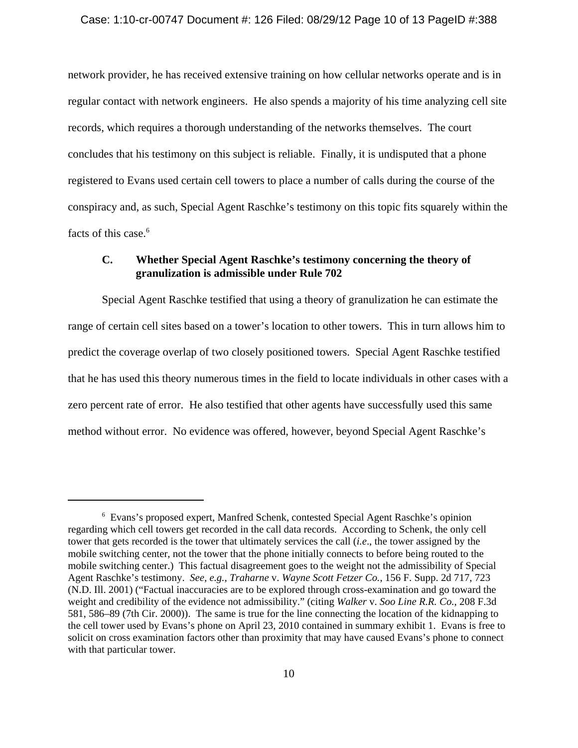network provider, he has received extensive training on how cellular networks operate and is in regular contact with network engineers. He also spends a majority of his time analyzing cell site records, which requires a thorough understanding of the networks themselves. The court concludes that his testimony on this subject is reliable. Finally, it is undisputed that a phone registered to Evans used certain cell towers to place a number of calls during the course of the conspiracy and, as such, Special Agent Raschke's testimony on this topic fits squarely within the facts of this case.[6]

### C. Whether Special Agent Raschke's testimony concerning the theory of granulization is admissible under Rule 702

Special Agent Raschke testified that using a theory of granulization he can estimate the range of certain cell sites based on a tower's location to other towers. This in turn allows him to predict the coverage overlap of two closely positioned towers. Special Agent Raschke testified that he has used this theory numerous times in the field to locate individuals in other cases with a zero percent rate of error. He also testified that other agents have successfully used this same method without error. No evidence was offered, however, beyond Special Agent Raschke's

---

[6] Evans's proposed expert, Manfred Schenk, contested Special Agent Raschke's opinion regarding which cell towers get recorded in the call data records. According to Schenk, the only cell tower that gets recorded is the tower that ultimately services the call (*i.e*., the tower assigned by the mobile switching center, not the tower that the phone initially connects to before being routed to the mobile switching center.) This factual disagreement goes to the weight not the admissibility of Special Agent Raschke's testimony. *See, e.g.*, *Traharne* v. *Wayne Scott Fetzer Co.*, 156 F. Supp. 2d 717, 723 (N.D. Ill. 2001) ("Factual inaccuracies are to be explored through cross-examination and go toward the weight and credibility of the evidence not admissibility." (citing *Walker* v. *Soo Line R.R. Co.*, 208 F.3d 581, 586–89 (7th Cir. 2000)). The same is true for the line connecting the location of the kidnapping to the cell tower used by Evans's phone on April 23, 2010 contained in summary exhibit 1. Evans is free to solicit on cross examination factors other than proximity that may have caused Evans's phone to connect with that particular tower.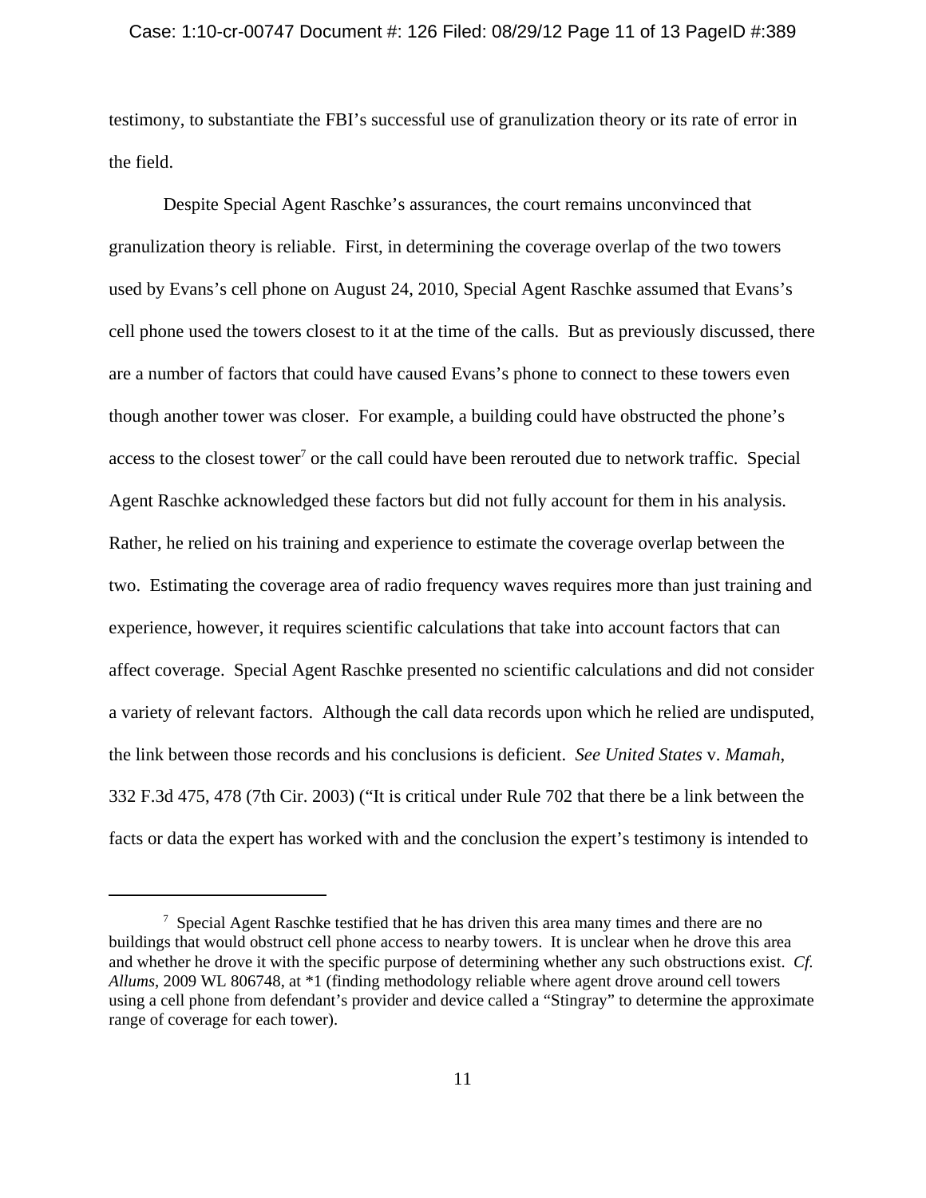testimony, to substantiate the FBI's successful use of granulization theory or its rate of error in the field.

Despite Special Agent Raschke's assurances, the court remains unconvinced that granulization theory is reliable. First, in determining the coverage overlap of the two towers used by Evans's cell phone on August 24, 2010, Special Agent Raschke assumed that Evans's cell phone used the towers closest to it at the time of the calls. But as previously discussed, there are a number of factors that could have caused Evans's phone to connect to these towers even though another tower was closer. For example, a building could have obstructed the phone's access to the closest tower[7] or the call could have been rerouted due to network traffic. Special Agent Raschke acknowledged these factors but did not fully account for them in his analysis. Rather, he relied on his training and experience to estimate the coverage overlap between the two. Estimating the coverage area of radio frequency waves requires more than just training and experience, however, it requires scientific calculations that take into account factors that can affect coverage. Special Agent Raschke presented no scientific calculations and did not consider a variety of relevant factors. Although the call data records upon which he relied are undisputed, the link between those records and his conclusions is deficient. *See United States* v. *Mamah*, 332 F.3d 475, 478 (7th Cir. 2003) ("It is critical under Rule 702 that there be a link between the facts or data the expert has worked with and the conclusion the expert's testimony is intended to

---

[7] Special Agent Raschke testified that he has driven this area many times and there are no buildings that would obstruct cell phone access to nearby towers. It is unclear when he drove this area and whether he drove it with the specific purpose of determining whether any such obstructions exist. *Cf. Allums*, 2009 WL 806748, at *1 (finding methodology reliable where agent drove around cell towers using a cell phone from defendant's provider and device called a "Stingray" to determine the approximate range of coverage for each tower).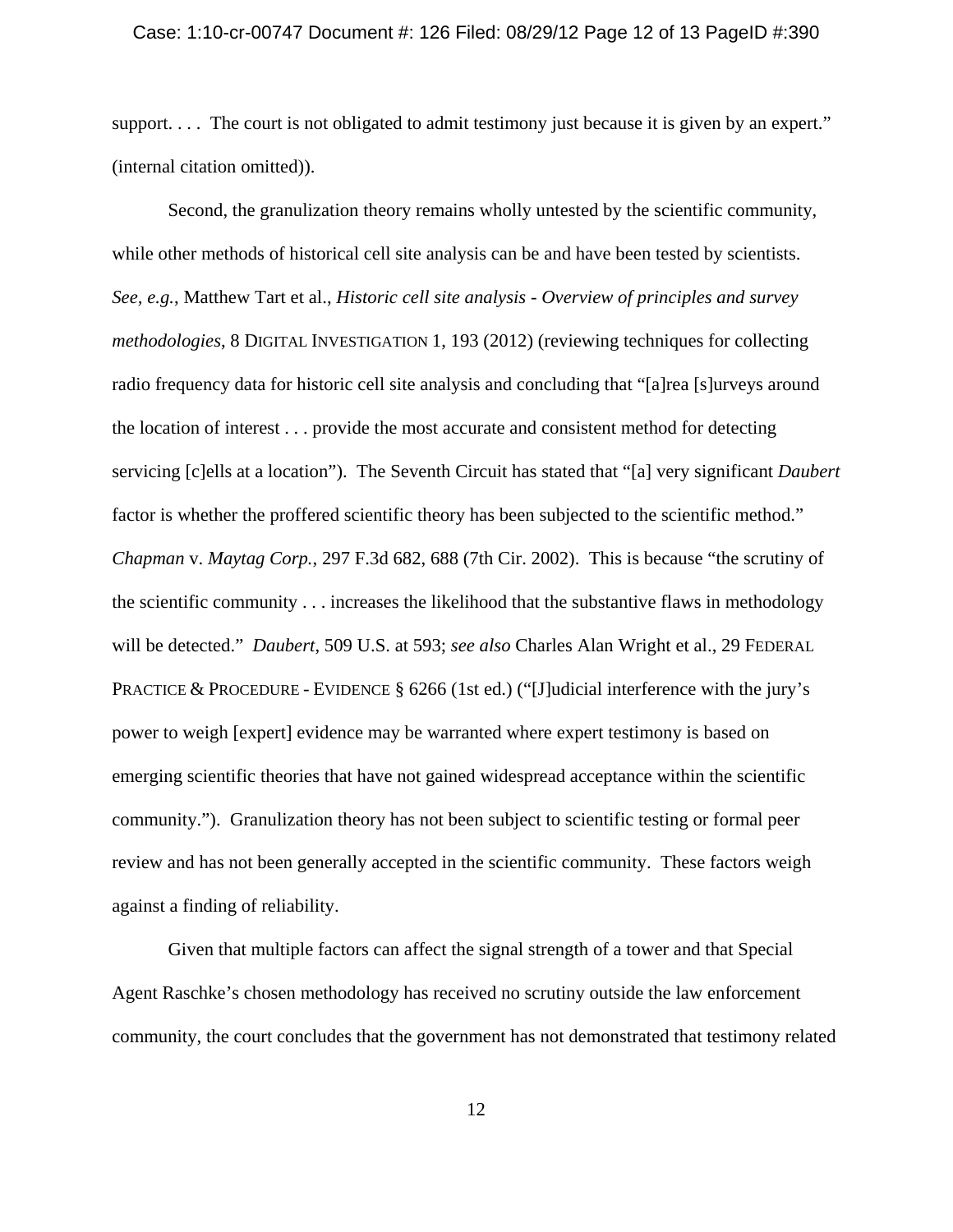support. . . . The court is not obligated to admit testimony just because it is given by an expert." (internal citation omitted)).

Second, the granulization theory remains wholly untested by the scientific community, while other methods of historical cell site analysis can be and have been tested by scientists. *See, e.g.*, Matthew Tart et al., *Historic cell site analysis - Overview of principles and survey methodologies*, 8 DIGITAL INVESTIGATION 1, 193 (2012) (reviewing techniques for collecting radio frequency data for historic cell site analysis and concluding that "[a]rea [s]urveys around the location of interest . . . provide the most accurate and consistent method for detecting servicing [c]ells at a location"). The Seventh Circuit has stated that "[a] very significant *Daubert* factor is whether the proffered scientific theory has been subjected to the scientific method." *Chapman* v. *Maytag Corp.*, 297 F.3d 682, 688 (7th Cir. 2002). This is because "the scrutiny of the scientific community . . . increases the likelihood that the substantive flaws in methodology will be detected." *Daubert*, 509 U.S. at 593; *see also* Charles Alan Wright et al., 29 FEDERAL PRACTICE & PROCEDURE - EVIDENCE § 6266 (1st ed.) ("[J]udicial interference with the jury's power to weigh [expert] evidence may be warranted where expert testimony is based on emerging scientific theories that have not gained widespread acceptance within the scientific community."). Granulization theory has not been subject to scientific testing or formal peer review and has not been generally accepted in the scientific community. These factors weigh against a finding of reliability.

Given that multiple factors can affect the signal strength of a tower and that Special Agent Raschke's chosen methodology has received no scrutiny outside the law enforcement community, the court concludes that the government has not demonstrated that testimony related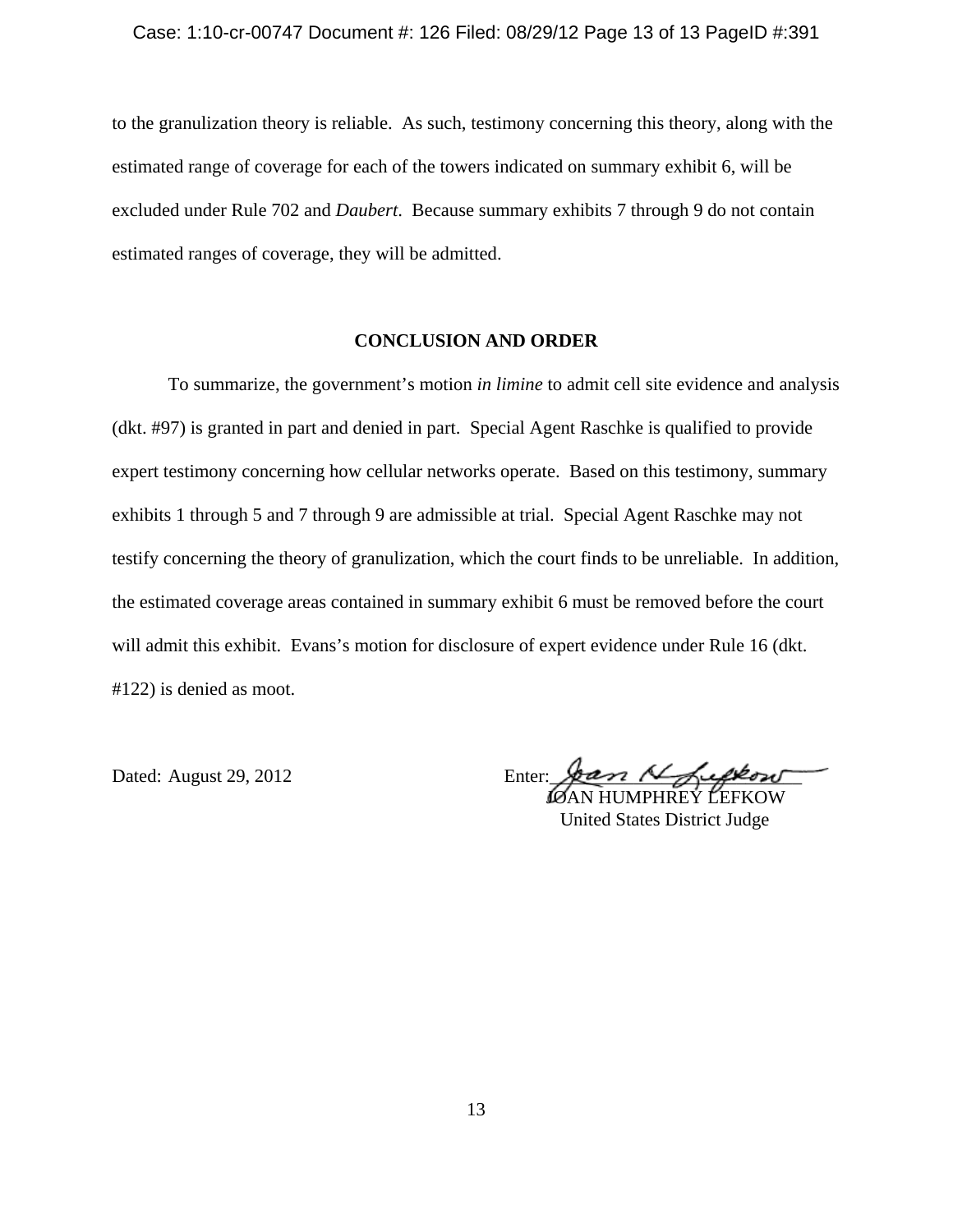to the granulization theory is reliable. As such, testimony concerning this theory, along with the estimated range of coverage for each of the towers indicated on summary exhibit 6, will be excluded under Rule 702 and *Daubert*. Because summary exhibits 7 through 9 do not contain estimated ranges of coverage, they will be admitted.

## CONCLUSION AND ORDER

To summarize, the government's motion *in limine* to admit cell site evidence and analysis (dkt. #97) is granted in part and denied in part. Special Agent Raschke is qualified to provide expert testimony concerning how cellular networks operate. Based on this testimony, summary exhibits 1 through 5 and 7 through 9 are admissible at trial. Special Agent Raschke may not testify concerning the theory of granulization, which the court finds to be unreliable. In addition, the estimated coverage areas contained in summary exhibit 6 must be removed before the court will admit this exhibit. Evans's motion for disclosure of expert evidence under Rule 16 (dkt. #122) is denied as moot.

Dated: August 29, 2012

Enter: ______________________

JOAN HUMPHREY LEFKOW
United States District Judge